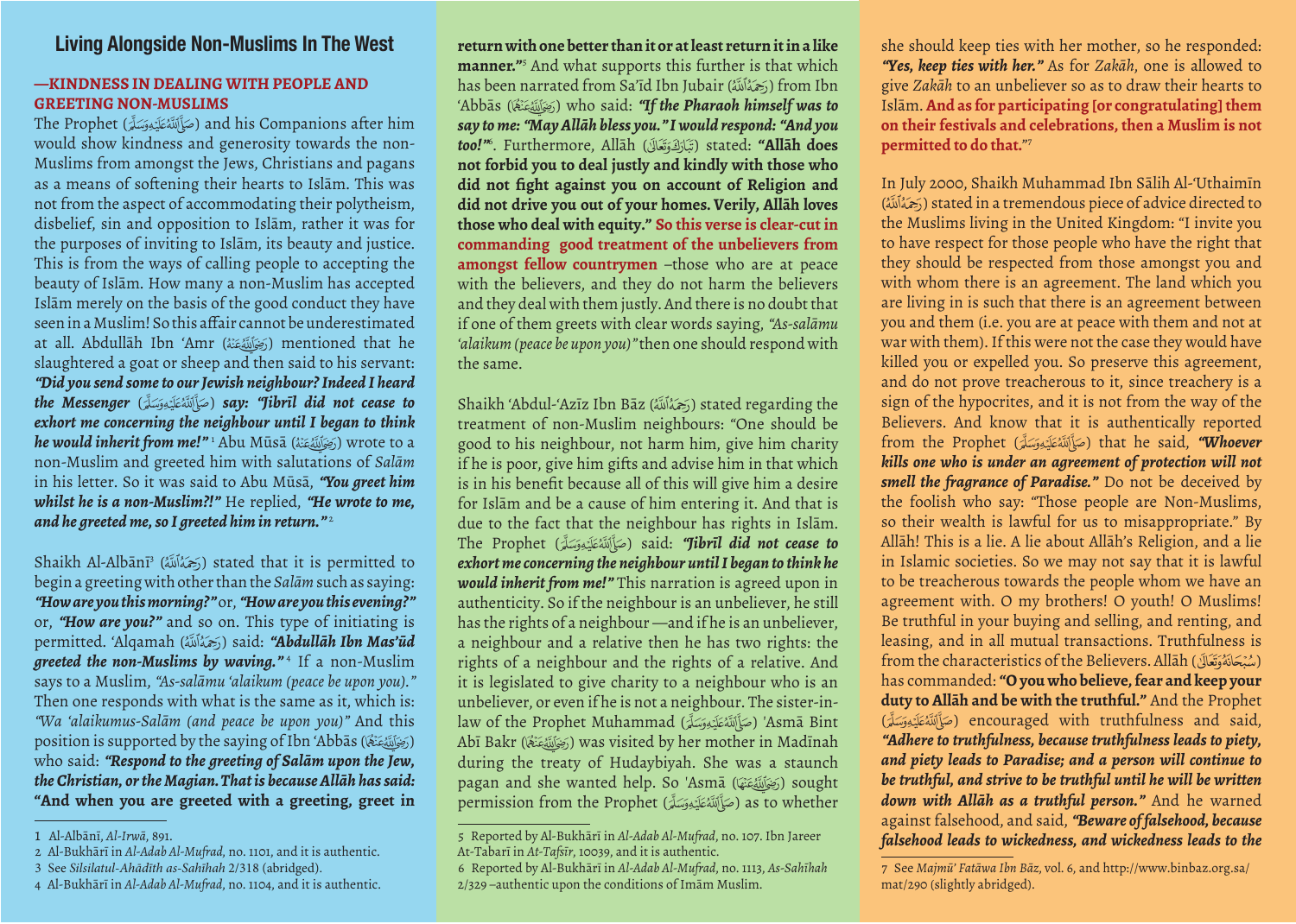## Living Alongside Non-Muslims In The West

### —KINDNESS IN DEALING WITH PEOPLE AND GREETING NON-MUSLIMS

The Prophet (ﷺ) and his Companions after him would show kindness and generosity towards the non-Muslims from amongst the Jews, Christians and pagans as a means of softening their hearts to Islām. This was not from the aspect of accommodating their polytheism, disbelief, sin and opposition to Islām, rather it was for the purposes of inviting to Islām, its beauty and justice. This is from the ways of calling people to accepting the beauty of Islām. How many a non-Muslim has accepted Islām merely on the basis of the good conduct they have seen in a Muslim! So this affair cannot be underestimated at all. Abdullāh Ibn 'Amr (رضي الله عنه) mentioned that he slaughtered a goat or sheep and then said to his servant: ***"Did you send some to our Jewish neighbour? Indeed I heard the Messenger (ﷺ) say: "Jibrīl did not cease to exhort me concerning the neighbour until I began to think he would inherit from me!"*** [1] Abu Mūsā (رضي الله عنه) wrote to a non-Muslim and greeted him with salutations of *Salām* in his letter. So it was said to Abu Mūsā, ***"You greet him whilst he is a non-Muslim?!"*** He replied, ***"He wrote to me, and he greeted me, so I greeted him in return."*** [2]

Shaikh Al-Albānī[3] (رحمه الله) stated that it is permitted to begin a greeting with other than the *Salām* such as saying: ***"How are you this morning?"*** or, ***"How are you this evening?"*** or, ***"How are you?"*** and so on. This type of initiating is permitted. 'Alqamah (رحمه الله) said: ***"Abdullāh Ibn Mas'ūd greeted the non-Muslims by waving."*** [4] If a non-Muslim says to a Muslim, *"As-salāmu 'alaikum (peace be upon you)."* Then one responds with what is the same as it, which is: *"Wa 'alaikumus-Salām (and peace be upon you)"* And this position is supported by the saying of Ibn 'Abbās (رضي الله عنهما) who said: ***"Respond to the greeting of Salām upon the Jew, the Christian, or the Magian. That is because Allāh has said:*** **"And when you are greeted with a greeting, greet in return with one better than it or at least return it in a like manner."**[5] And what supports this further is that which has been narrated from Sa'īd Ibn Jubair (رحمه الله) from Ibn 'Abbās (رضي الله عنهما) who said: ***"If the Pharaoh himself was to say to me: "May Allāh bless you." I would respond: "And you too!"***[6]. Furthermore, Allāh (تبارك وتعالى) stated: **"Allāh does not forbid you to deal justly and kindly with those who did not fight against you on account of Religion and did not drive you out of your homes. Verily, Allāh loves those who deal with equity." So this verse is clear-cut in commanding good treatment of the unbelievers from amongst fellow countrymen** –those who are at peace with the believers, and they do not harm the believers and they deal with them justly. And there is no doubt that if one of them greets with clear words saying, *"As-salāmu 'alaikum (peace be upon you)"* then one should respond with the same.

Shaikh 'Abdul-'Azīz Ibn Bāz (رحمه الله) stated regarding the treatment of non-Muslim neighbours: "One should be good to his neighbour, not harm him, give him charity if he is poor, give him gifts and advise him in that which is in his benefit because all of this will give him a desire for Islām and be a cause of him entering it. And that is due to the fact that the neighbour has rights in Islām. The Prophet (ﷺ) said: ***"Jibrīl did not cease to exhort me concerning the neighbour until I began to think he would inherit from me!"*** This narration is agreed upon in authenticity. So if the neighbour is an unbeliever, he still has the rights of a neighbour —and if he is an unbeliever, a neighbour and a relative then he has two rights: the rights of a neighbour and the rights of a relative. And it is legislated to give charity to a neighbour who is an unbeliever, or even if he is not a neighbour. The sister-in-law of the Prophet Muhammad (ﷺ) 'Asmā Bint Abī Bakr (رضي الله عنها) was visited by her mother in Madīnah during the treaty of Hudaybiyah. She was a staunch pagan and she wanted help. So 'Asmā (رضي الله عنها) sought permission from the Prophet (ﷺ) as to whether she should keep ties with her mother, so he responded: ***"Yes, keep ties with her."*** As for *Zakāh*, one is allowed to give *Zakāh* to an unbeliever so as to draw their hearts to Islām. **And as for participating [or congratulating] them on their festivals and celebrations, then a Muslim is not permitted to do that."**[7]

In July 2000, Shaikh Muhammad Ibn Sālih Al-'Uthaimīn (رحمه الله) stated in a tremendous piece of advice directed to the Muslims living in the United Kingdom: "I invite you to have respect for those people who have the right that they should be respected from those amongst you and with whom there is an agreement. The land which you are living in is such that there is an agreement between you and them (i.e. you are at peace with them and not at war with them). If this were not the case they would have killed you or expelled you. So preserve this agreement, and do not prove treacherous to it, since treachery is a sign of the hypocrites, and it is not from the way of the Believers. And know that it is authentically reported from the Prophet (ﷺ) that he said, ***"Whoever kills one who is under an agreement of protection will not smell the fragrance of Paradise."*** Do not be deceived by the foolish who say: "Those people are Non-Muslims, so their wealth is lawful for us to misappropriate." By Allāh! This is a lie. A lie about Allāh's Religion, and a lie in Islamic societies. So we may not say that it is lawful to be treacherous towards the people whom we have an agreement with. O my brothers! O youth! O Muslims! Be truthful in your buying and selling, and renting, and leasing, and in all mutual transactions. Truthfulness is from the characteristics of the Believers. Allāh (سبحانه وتعالى) has commanded: **"O you who believe, fear and keep your duty to Allāh and be with the truthful."** And the Prophet (ﷺ) encouraged with truthfulness and said, ***"Adhere to truthfulness, because truthfulness leads to piety, and piety leads to Paradise; and a person will continue to be truthful, and strive to be truthful until he will be written down with Allāh as a truthful person."*** And he warned against falsehood, and said, ***"Beware of falsehood, because falsehood leads to wickedness, and wickedness leads to the***

---

1 Al-Albānī, *Al-Irwā*, 891.

2 Al-Bukhārī in *Al-Adab Al-Mufrad*, no. 1101, and it is authentic.

3 See *Silsilatul-Ahādīth as-Sahīhah* 2/318 (abridged).

4 Al-Bukhārī in *Al-Adab Al-Mufrad*, no. 1104, and it is authentic.

5 Reported by Al-Bukhārī in *Al-Adab Al-Mufrad*, no. 107. Ibn Jareer At-Tabarī in *At-Tafsīr*, 10039, and it is authentic.

6 Reported by Al-Bukhārī in *Al-Adab Al-Mufrad*, no. 1113, *As-Sahīhah* 2/329 –authentic upon the conditions of Imām Muslim.

7 See *Majmū' Fatāwa Ibn Bāz*, vol. 6, and http://www.binbaz.org.sa/mat/290 (slightly abridged).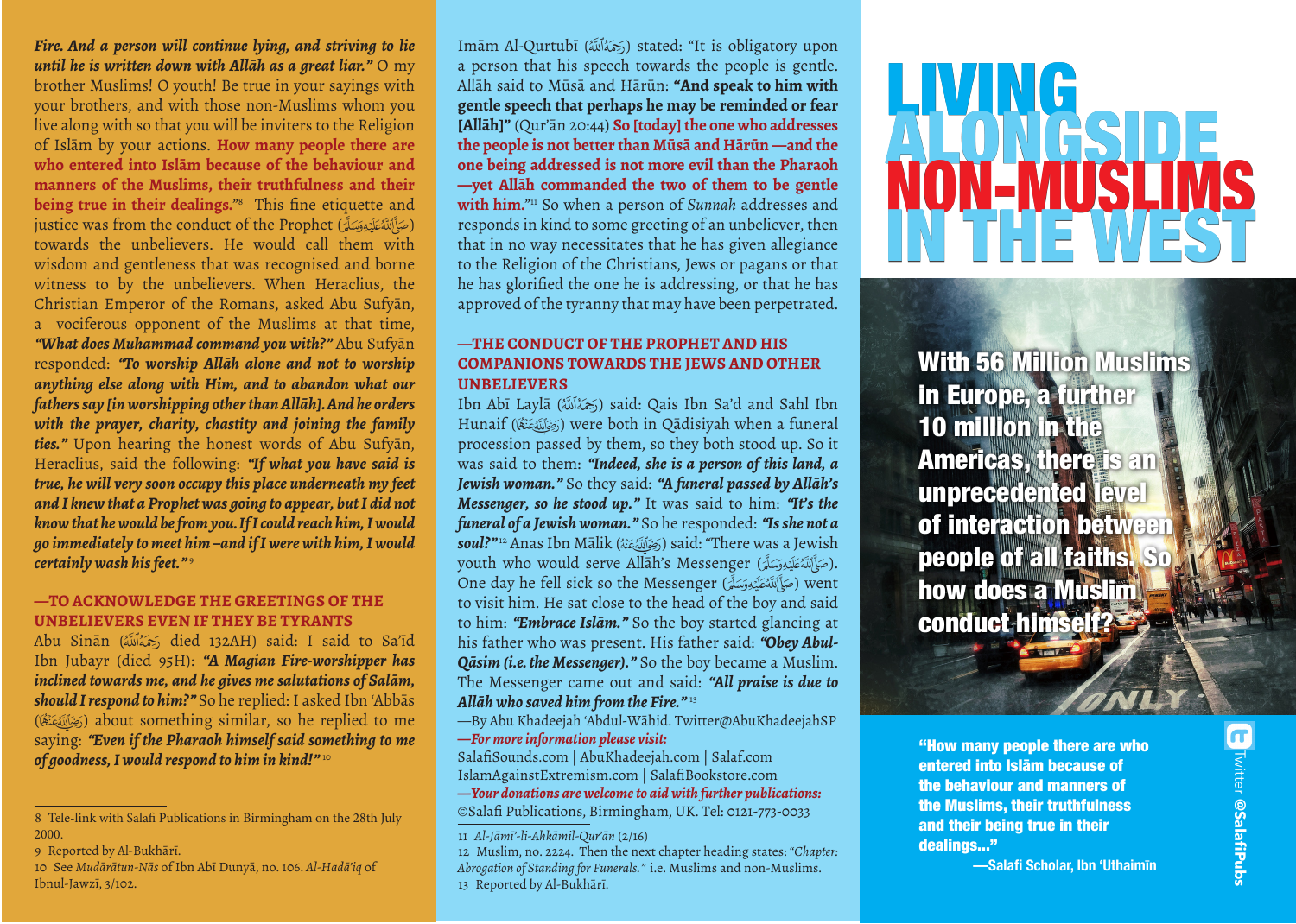*Fire. And a person will continue lying, and striving to lie until he is written down with Allāh as a great liar."* O my brother Muslims! O youth! Be true in your sayings with your brothers, and with those non-Muslims whom you live along with so that you will be inviters to the Religion of Islām by your actions. **How many people there are who entered into Islām because of the behaviour and manners of the Muslims, their truthfulness and their being true in their dealings."**[8] This fine etiquette and justice was from the conduct of the Prophet (ﷺ) towards the unbelievers. He would call them with wisdom and gentleness that was recognised and borne witness to by the unbelievers. When Heraclius, the Christian Emperor of the Romans, asked Abu Sufyān, a vociferous opponent of the Muslims at that time, ***"What does Muhammad command you with?"*** Abu Sufyān responded: ***"To worship Allāh alone and not to worship anything else along with Him, and to abandon what our fathers say [in worshipping other than Allāh]. And he orders with the prayer, charity, chastity and joining the family ties."*** Upon hearing the honest words of Abu Sufyān, Heraclius, said the following: ***"If what you have said is true, he will very soon occupy this place underneath my feet and I knew that a Prophet was going to appear, but I did not know that he would be from you. If I could reach him, I would go immediately to meet him –and if I were with him, I would certainly wash his feet."***[9]

## —TO ACKNOWLEDGE THE GREETINGS OF THE UNBELIEVERS EVEN IF THEY BE TYRANTS

Abu Sinān (رَحِمَهُ ٱللَّهُ died 132AH) said: I said to Sa'īd Ibn Jubayr (died 95H): ***"A Magian Fire-worshipper has inclined towards me, and he gives me salutations of Salām, should I respond to him?"*** So he replied: I asked Ibn 'Abbās (رَضِيَ ٱللَّهُ عَنْهُ) about something similar, so he replied to me saying: ***"Even if the Pharaoh himself said something to me of goodness, I would respond to him in kind!"***[10]

Imām Al-Qurtubī (رَحِمَهُ ٱللَّهُ) stated: "It is obligatory upon a person that his speech towards the people is gentle. Allāh said to Mūsā and Hārūn: **"And speak to him with gentle speech that perhaps he may be reminded or fear [Allāh]"** (Qur'ān 20:44) **So [today] the one who addresses the people is not better than Mūsā and Hārūn —and the one being addressed is not more evil than the Pharaoh —yet Allāh commanded the two of them to be gentle with him."**[11] So when a person of *Sunnah* addresses and responds in kind to some greeting of an unbeliever, then that in no way necessitates that he has given allegiance to the Religion of the Christians, Jews or pagans or that he has glorified the one he is addressing, or that he has approved of the tyranny that may have been perpetrated.

## —THE CONDUCT OF THE PROPHET AND HIS COMPANIONS TOWARDS THE JEWS AND OTHER UNBELIEVERS

Ibn Abī Laylā (رَحِمَهُ ٱللَّهُ) said: Qais Ibn Sa'd and Sahl Ibn Hunaif (رَضِيَ ٱللَّهُ عَنْهُمَا) were both in Qādisiyah when a funeral procession passed by them, so they both stood up. So it was said to them: ***"Indeed, she is a person of this land, a Jewish woman."*** So they said: ***"A funeral passed by Allāh's Messenger, so he stood up."*** It was said to him: ***"It's the funeral of a Jewish woman."*** So he responded: ***"Is she not a soul?"***[12] Anas Ibn Mālik (رَضِيَ ٱللَّهُ عَنْهُ) said: "There was a Jewish youth who would serve Allāh's Messenger (ﷺ). One day he fell sick so the Messenger (ﷺ) went to visit him. He sat close to the head of the boy and said to him: ***"Embrace Islām."*** So the boy started glancing at his father who was present. His father said: ***"Obey Abul-Qāsim (i.e. the Messenger)."*** So the boy became a Muslim. The Messenger came out and said: ***"All praise is due to Allāh who saved him from the Fire."***[13]

—By Abu Khadeejah 'Abdul-Wāhid. Twitter@AbuKhadeejahSP

*—For more information please visit:*

SalafiSounds.com | AbuKhadeejah.com | Salaf.com
IslamAgainstExtremism.com | SalafiBookstore.com

*—Your donations are welcome to aid with further publications:*

©Salafi Publications, Birmingham, UK. Tel: 0121-773-0033

8 Tele-link with Salafi Publications in Birmingham on the 28th July 2000.

9 Reported by Al-Bukhārī.

10 See *Mudārātun-Nās* of Ibn Abī Dunyā, no. 106. *Al-Hadā'iq* of Ibnul-Jawzī, 3/102.

11 *Al-Jāmī'-li-Ahkāmil-Qur'ān* (2/16)

12 Muslim, no. 2224. Then the next chapter heading states: *"Chapter: Abrogation of Standing for Funerals."* i.e. Muslims and non-Muslims.

13 Reported by Al-Bukhārī.

# LIVING ALONGSIDE NON-MUSLIMS IN THE WEST

**With 56 Million Muslims in Europe, a further 10 million in the Americas, there is an unprecedented level of interaction between people of all faiths. So how does a Muslim conduct himself?**

**"How many people there are who entered into Islām because of the behaviour and manners of the Muslims, their truthfulness and their being true in their dealings..."**
**—Salafi Scholar, Ibn 'Uthaimīn**

Twitter **@SalafiPubs**